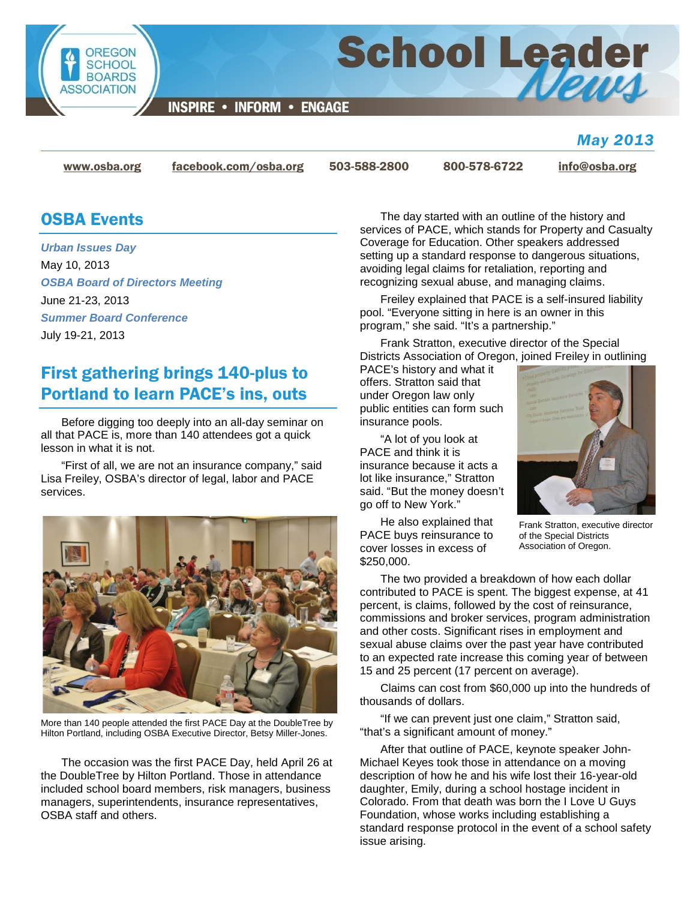# School Leader News

OREGON SCHOOL BOARDS ASSOCIATION

INSPIRE • INFORM • ENGAGE

*May 2013*

www.osba.org | facebook.com/osba.org | 503-588-2800 | 800-578-6722 | info@osba.org

## OSBA Events

***Urban Issues Day***
May 10, 2013

***OSBA Board of Directors Meeting***
June 21-23, 2013

***Summer Board Conference***
July 19-21, 2013

## First gathering brings 140-plus to Portland to learn PACE's ins, outs

Before digging too deeply into an all-day seminar on all that PACE is, more than 140 attendees got a quick lesson in what it is not.

"First of all, we are not an insurance company," said Lisa Freiley, OSBA's director of legal, labor and PACE services.

More than 140 people attended the first PACE Day at the DoubleTree by Hilton Portland, including OSBA Executive Director, Betsy Miller-Jones.

The occasion was the first PACE Day, held April 26 at the DoubleTree by Hilton Portland. Those in attendance included school board members, risk managers, business managers, superintendents, insurance representatives, OSBA staff and others.

The day started with an outline of the history and services of PACE, which stands for Property and Casualty Coverage for Education. Other speakers addressed setting up a standard response to dangerous situations, avoiding legal claims for retaliation, reporting and recognizing sexual abuse, and managing claims.

Freiley explained that PACE is a self-insured liability pool. "Everyone sitting in here is an owner in this program," she said. "It's a partnership."

Frank Stratton, executive director of the Special Districts Association of Oregon, joined Freiley in outlining PACE's history and what it offers. Stratton said that under Oregon law only public entities can form such insurance pools.

"A lot of you look at PACE and think it is insurance because it acts a lot like insurance," Stratton said. "But the money doesn't go off to New York."

He also explained that PACE buys reinsurance to cover losses in excess of $250,000.

Frank Stratton, executive director of the Special Districts Association of Oregon.

The two provided a breakdown of how each dollar contributed to PACE is spent. The biggest expense, at 41 percent, is claims, followed by the cost of reinsurance, commissions and broker services, program administration and other costs. Significant rises in employment and sexual abuse claims over the past year have contributed to an expected rate increase this coming year of between 15 and 25 percent (17 percent on average).

Claims can cost from $60,000 up into the hundreds of thousands of dollars.

"If we can prevent just one claim," Stratton said, "that's a significant amount of money."

After that outline of PACE, keynote speaker John-Michael Keyes took those in attendance on a moving description of how he and his wife lost their 16-year-old daughter, Emily, during a school hostage incident in Colorado. From that death was born the I Love U Guys Foundation, whose works including establishing a standard response protocol in the event of a school safety issue arising.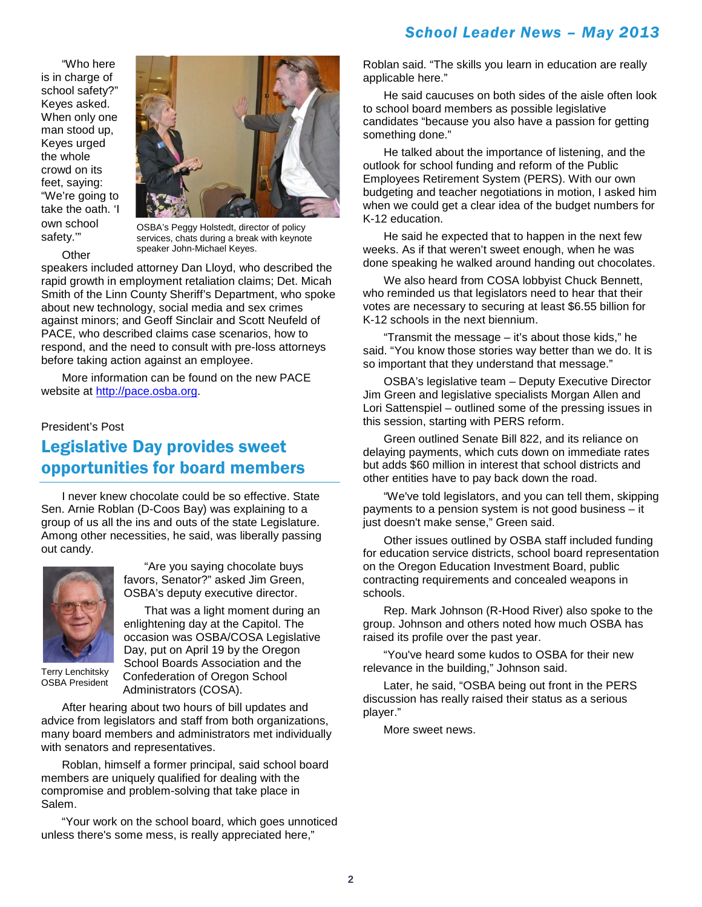"Who here is in charge of school safety?" Keyes asked. When only one man stood up, Keyes urged the whole crowd on its feet, saying: "We're going to take the oath. 'I own school safety.'"

OSBA's Peggy Holstedt, director of policy services, chats during a break with keynote speaker John-Michael Keyes.

Other speakers included attorney Dan Lloyd, who described the rapid growth in employment retaliation claims; Det. Micah Smith of the Linn County Sheriff's Department, who spoke about new technology, social media and sex crimes against minors; and Geoff Sinclair and Scott Neufeld of PACE, who described claims case scenarios, how to respond, and the need to consult with pre-loss attorneys before taking action against an employee.

More information can be found on the new PACE website at http://pace.osba.org.

President's Post

## Legislative Day provides sweet opportunities for board members

I never knew chocolate could be so effective. State Sen. Arnie Roblan (D-Coos Bay) was explaining to a group of us all the ins and outs of the state Legislature. Among other necessities, he said, was liberally passing out candy.

Terry Lenchitsky
OSBA President

"Are you saying chocolate buys favors, Senator?" asked Jim Green, OSBA's deputy executive director.

That was a light moment during an enlightening day at the Capitol. The occasion was OSBA/COSA Legislative Day, put on April 19 by the Oregon School Boards Association and the Confederation of Oregon School Administrators (COSA).

After hearing about two hours of bill updates and advice from legislators and staff from both organizations, many board members and administrators met individually with senators and representatives.

Roblan, himself a former principal, said school board members are uniquely qualified for dealing with the compromise and problem-solving that take place in Salem.

"Your work on the school board, which goes unnoticed unless there's some mess, is really appreciated here," Roblan said. "The skills you learn in education are really applicable here."

He said caucuses on both sides of the aisle often look to school board members as possible legislative candidates "because you also have a passion for getting something done."

He talked about the importance of listening, and the outlook for school funding and reform of the Public Employees Retirement System (PERS). With our own budgeting and teacher negotiations in motion, I asked him when we could get a clear idea of the budget numbers for K-12 education.

He said he expected that to happen in the next few weeks. As if that weren't sweet enough, when he was done speaking he walked around handing out chocolates.

We also heard from COSA lobbyist Chuck Bennett, who reminded us that legislators need to hear that their votes are necessary to securing at least $6.55 billion for K-12 schools in the next biennium.

"Transmit the message – it's about those kids," he said. "You know those stories way better than we do. It is so important that they understand that message."

OSBA's legislative team – Deputy Executive Director Jim Green and legislative specialists Morgan Allen and Lori Sattenspiel – outlined some of the pressing issues in this session, starting with PERS reform.

Green outlined Senate Bill 822, and its reliance on delaying payments, which cuts down on immediate rates but adds $60 million in interest that school districts and other entities have to pay back down the road.

"We've told legislators, and you can tell them, skipping payments to a pension system is not good business – it just doesn't make sense," Green said.

Other issues outlined by OSBA staff included funding for education service districts, school board representation on the Oregon Education Investment Board, public contracting requirements and concealed weapons in schools.

Rep. Mark Johnson (R-Hood River) also spoke to the group. Johnson and others noted how much OSBA has raised its profile over the past year.

"You've heard some kudos to OSBA for their new relevance in the building," Johnson said.

Later, he said, "OSBA being out front in the PERS discussion has really raised their status as a serious player."

More sweet news.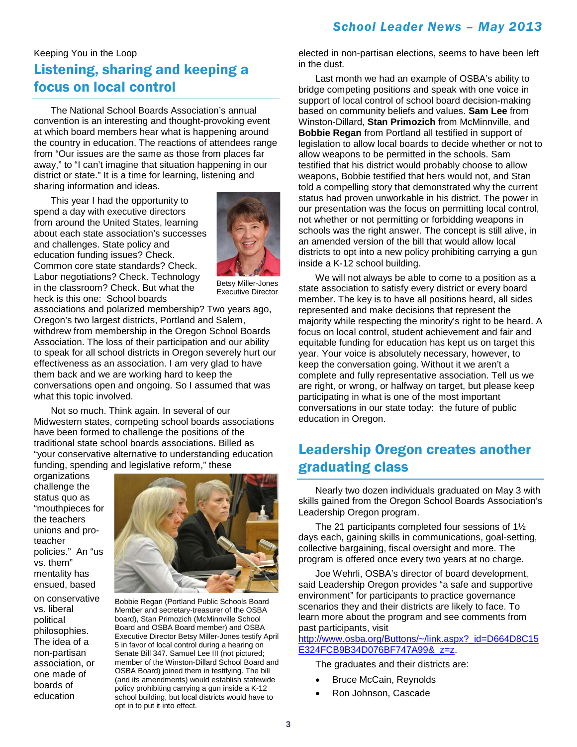Keeping You in the Loop

## Listening, sharing and keeping a focus on local control

The National School Boards Association's annual convention is an interesting and thought-provoking event at which board members hear what is happening around the country in education. The reactions of attendees range from "Our issues are the same as those from places far away," to "I can't imagine that situation happening in our district or state." It is a time for learning, listening and sharing information and ideas.

This year I had the opportunity to spend a day with executive directors from around the United States, learning about each state association's successes and challenges. State policy and education funding issues? Check. Common core state standards? Check. Labor negotiations? Check. Technology in the classroom? Check. But what the heck is this one: School boards associations and polarized membership? Two years ago, Oregon's two largest districts, Portland and Salem, withdrew from membership in the Oregon School Boards Association. The loss of their participation and our ability to speak for all school districts in Oregon severely hurt our effectiveness as an association. I am very glad to have them back and we are working hard to keep the conversations open and ongoing. So I assumed that was what this topic involved.

Betsy Miller-Jones
Executive Director

Not so much. Think again. In several of our Midwestern states, competing school boards associations have been formed to challenge the positions of the traditional state school boards associations. Billed as "your conservative alternative to understanding education funding, spending and legislative reform," these organizations challenge the status quo as "mouthpieces for the teachers unions and pro-teacher policies." An "us vs. them" mentality has ensued, based on conservative vs. liberal political philosophies. The idea of a non-partisan association, or one made of boards of education elected in non-partisan elections, seems to have been left in the dust.

Bobbie Regan (Portland Public Schools Board Member and secretary-treasurer of the OSBA board), Stan Primozich (McMinnville School Board and OSBA Board member) and OSBA Executive Director Betsy Miller-Jones testify April 5 in favor of local control during a hearing on Senate Bill 347. Samuel Lee III (not pictured; member of the Winston-Dillard School Board and OSBA Board) joined them in testifying. The bill (and its amendments) would establish statewide policy prohibiting carrying a gun inside a K-12 school building, but local districts would have to opt in to put it into effect.

Last month we had an example of OSBA's ability to bridge competing positions and speak with one voice in support of local control of school board decision-making based on community beliefs and values. **Sam Lee** from Winston-Dillard, **Stan Primozich** from McMinnville, and **Bobbie Regan** from Portland all testified in support of legislation to allow local boards to decide whether or not to allow weapons to be permitted in the schools. Sam testified that his district would probably choose to allow weapons, Bobbie testified that hers would not, and Stan told a compelling story that demonstrated why the current status had proven unworkable in his district. The power in our presentation was the focus on permitting local control, not whether or not permitting or forbidding weapons in schools was the right answer. The concept is still alive, in an amended version of the bill that would allow local districts to opt into a new policy prohibiting carrying a gun inside a K-12 school building.

We will not always be able to come to a position as a state association to satisfy every district or every board member. The key is to have all positions heard, all sides represented and make decisions that represent the majority while respecting the minority's right to be heard. A focus on local control, student achievement and fair and equitable funding for education has kept us on target this year. Your voice is absolutely necessary, however, to keep the conversation going. Without it we aren't a complete and fully representative association. Tell us we are right, or wrong, or halfway on target, but please keep participating in what is one of the most important conversations in our state today: the future of public education in Oregon.

## Leadership Oregon creates another graduating class

Nearly two dozen individuals graduated on May 3 with skills gained from the Oregon School Boards Association's Leadership Oregon program.

The 21 participants completed four sessions of 1½ days each, gaining skills in communications, goal-setting, collective bargaining, fiscal oversight and more. The program is offered once every two years at no charge.

Joe Wehrli, OSBA's director of board development, said Leadership Oregon provides "a safe and supportive environment" for participants to practice governance scenarios they and their districts are likely to face. To learn more about the program and see comments from past participants, visit http://www.osba.org/Buttons/~/link.aspx?_id=D664D8C15E324FCB9B34D076BF747A99&_z=z.

The graduates and their districts are:

- Bruce McCain, Reynolds
- Ron Johnson, Cascade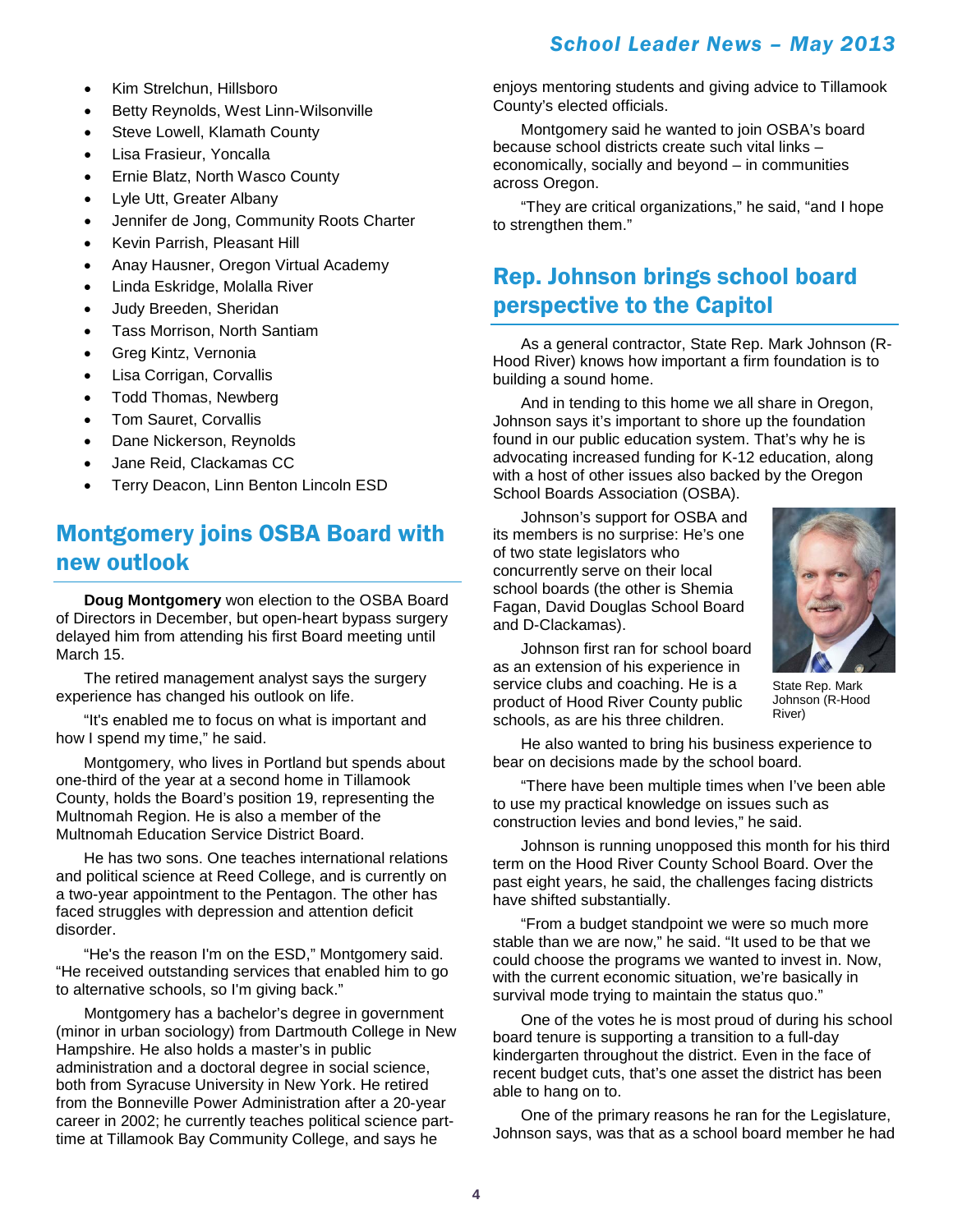- Kim Strelchun, Hillsboro
- Betty Reynolds, West Linn-Wilsonville
- Steve Lowell, Klamath County
- Lisa Frasieur, Yoncalla
- Ernie Blatz, North Wasco County
- Lyle Utt, Greater Albany
- Jennifer de Jong, Community Roots Charter
- Kevin Parrish, Pleasant Hill
- Anay Hausner, Oregon Virtual Academy
- Linda Eskridge, Molalla River
- Judy Breeden, Sheridan
- Tass Morrison, North Santiam
- Greg Kintz, Vernonia
- Lisa Corrigan, Corvallis
- Todd Thomas, Newberg
- Tom Sauret, Corvallis
- Dane Nickerson, Reynolds
- Jane Reid, Clackamas CC
- Terry Deacon, Linn Benton Lincoln ESD

## Montgomery joins OSBA Board with new outlook

**Doug Montgomery** won election to the OSBA Board of Directors in December, but open-heart bypass surgery delayed him from attending his first Board meeting until March 15.

The retired management analyst says the surgery experience has changed his outlook on life.

"It's enabled me to focus on what is important and how I spend my time," he said.

Montgomery, who lives in Portland but spends about one-third of the year at a second home in Tillamook County, holds the Board's position 19, representing the Multnomah Region. He is also a member of the Multnomah Education Service District Board.

He has two sons. One teaches international relations and political science at Reed College, and is currently on a two-year appointment to the Pentagon. The other has faced struggles with depression and attention deficit disorder.

"He's the reason I'm on the ESD," Montgomery said. "He received outstanding services that enabled him to go to alternative schools, so I'm giving back."

Montgomery has a bachelor's degree in government (minor in urban sociology) from Dartmouth College in New Hampshire. He also holds a master's in public administration and a doctoral degree in social science, both from Syracuse University in New York. He retired from the Bonneville Power Administration after a 20-year career in 2002; he currently teaches political science part-time at Tillamook Bay Community College, and says he enjoys mentoring students and giving advice to Tillamook County's elected officials.

Montgomery said he wanted to join OSBA's board because school districts create such vital links – economically, socially and beyond – in communities across Oregon.

"They are critical organizations," he said, "and I hope to strengthen them."

## Rep. Johnson brings school board perspective to the Capitol

As a general contractor, State Rep. Mark Johnson (R-Hood River) knows how important a firm foundation is to building a sound home.

And in tending to this home we all share in Oregon, Johnson says it's important to shore up the foundation found in our public education system. That's why he is advocating increased funding for K-12 education, along with a host of other issues also backed by the Oregon School Boards Association (OSBA).

Johnson's support for OSBA and its members is no surprise: He's one of two state legislators who concurrently serve on their local school boards (the other is Shemia Fagan, David Douglas School Board and D-Clackamas).

State Rep. Mark Johnson (R-Hood River)

Johnson first ran for school board as an extension of his experience in service clubs and coaching. He is a product of Hood River County public schools, as are his three children.

He also wanted to bring his business experience to bear on decisions made by the school board.

"There have been multiple times when I've been able to use my practical knowledge on issues such as construction levies and bond levies," he said.

Johnson is running unopposed this month for his third term on the Hood River County School Board. Over the past eight years, he said, the challenges facing districts have shifted substantially.

"From a budget standpoint we were so much more stable than we are now," he said. "It used to be that we could choose the programs we wanted to invest in. Now, with the current economic situation, we're basically in survival mode trying to maintain the status quo."

One of the votes he is most proud of during his school board tenure is supporting a transition to a full-day kindergarten throughout the district. Even in the face of recent budget cuts, that's one asset the district has been able to hang on to.

One of the primary reasons he ran for the Legislature, Johnson says, was that as a school board member he had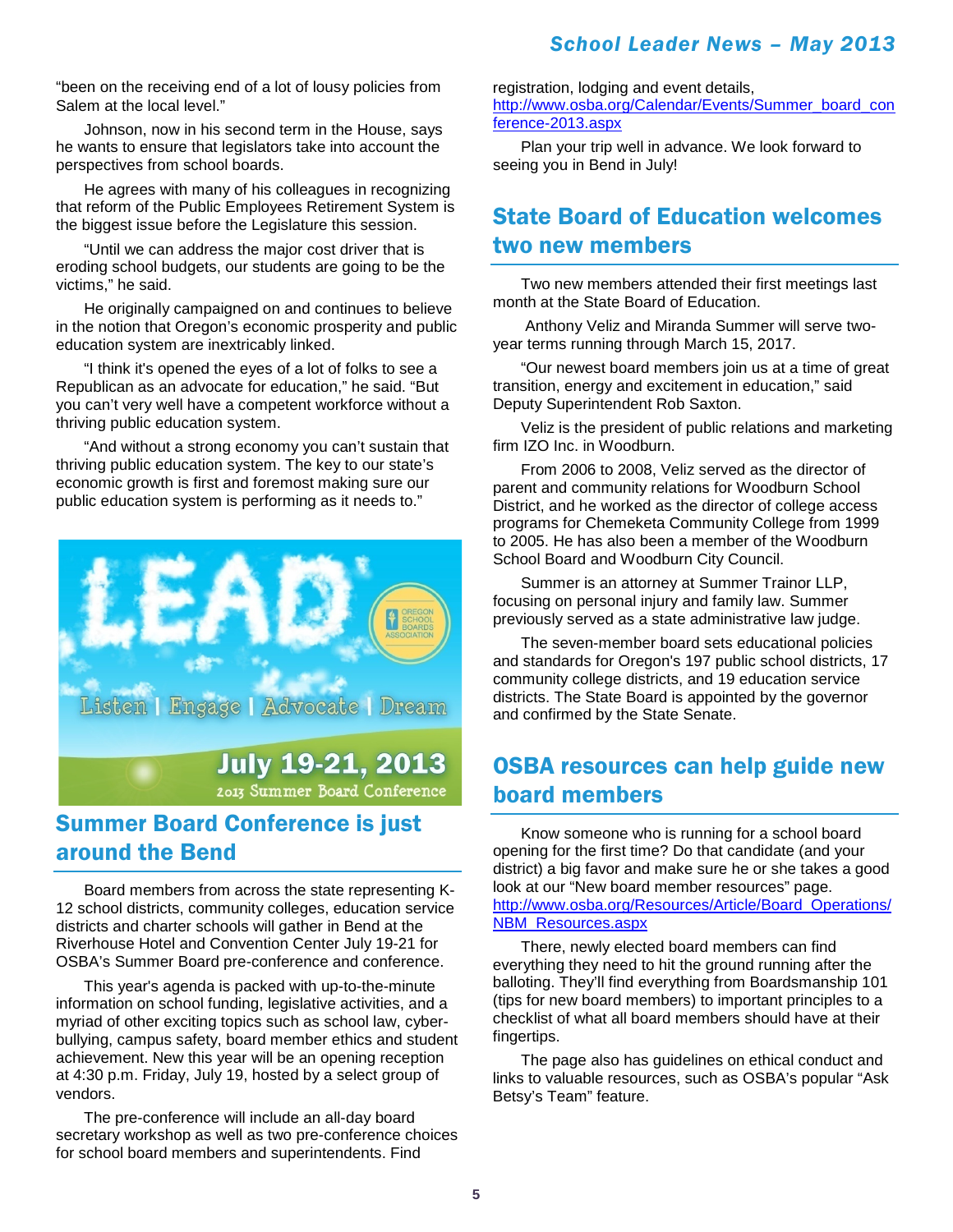"been on the receiving end of a lot of lousy policies from Salem at the local level."

Johnson, now in his second term in the House, says he wants to ensure that legislators take into account the perspectives from school boards.

He agrees with many of his colleagues in recognizing that reform of the Public Employees Retirement System is the biggest issue before the Legislature this session.

"Until we can address the major cost driver that is eroding school budgets, our students are going to be the victims," he said.

He originally campaigned on and continues to believe in the notion that Oregon's economic prosperity and public education system are inextricably linked.

"I think it's opened the eyes of a lot of folks to see a Republican as an advocate for education," he said. "But you can't very well have a competent workforce without a thriving public education system.

"And without a strong economy you can't sustain that thriving public education system. The key to our state's economic growth is first and foremost making sure our public education system is performing as it needs to."

LEAD

Listen | Engage | Advocate | Dream

July 19-21, 2013

2013 Summer Board Conference

## Summer Board Conference is just around the Bend

Board members from across the state representing K-12 school districts, community colleges, education service districts and charter schools will gather in Bend at the Riverhouse Hotel and Convention Center July 19-21 for OSBA's Summer Board pre-conference and conference.

This year's agenda is packed with up-to-the-minute information on school funding, legislative activities, and a myriad of other exciting topics such as school law, cyber-bullying, campus safety, board member ethics and student achievement. New this year will be an opening reception at 4:30 p.m. Friday, July 19, hosted by a select group of vendors.

The pre-conference will include an all-day board secretary workshop as well as two pre-conference choices for school board members and superintendents. Find registration, lodging and event details, http://www.osba.org/Calendar/Events/Summer_board_conference-2013.aspx

Plan your trip well in advance. We look forward to seeing you in Bend in July!

## State Board of Education welcomes two new members

Two new members attended their first meetings last month at the State Board of Education.

Anthony Veliz and Miranda Summer will serve two-year terms running through March 15, 2017.

"Our newest board members join us at a time of great transition, energy and excitement in education," said Deputy Superintendent Rob Saxton.

Veliz is the president of public relations and marketing firm IZO Inc. in Woodburn.

From 2006 to 2008, Veliz served as the director of parent and community relations for Woodburn School District, and he worked as the director of college access programs for Chemeketa Community College from 1999 to 2005. He has also been a member of the Woodburn School Board and Woodburn City Council.

Summer is an attorney at Summer Trainor LLP, focusing on personal injury and family law. Summer previously served as a state administrative law judge.

The seven-member board sets educational policies and standards for Oregon's 197 public school districts, 17 community college districts, and 19 education service districts. The State Board is appointed by the governor and confirmed by the State Senate.

## OSBA resources can help guide new board members

Know someone who is running for a school board opening for the first time? Do that candidate (and your district) a big favor and make sure he or she takes a good look at our "New board member resources" page. http://www.osba.org/Resources/Article/Board_Operations/NBM_Resources.aspx

There, newly elected board members can find everything they need to hit the ground running after the balloting. They'll find everything from Boardsmanship 101 (tips for new board members) to important principles to a checklist of what all board members should have at their fingertips.

The page also has guidelines on ethical conduct and links to valuable resources, such as OSBA's popular "Ask Betsy's Team" feature.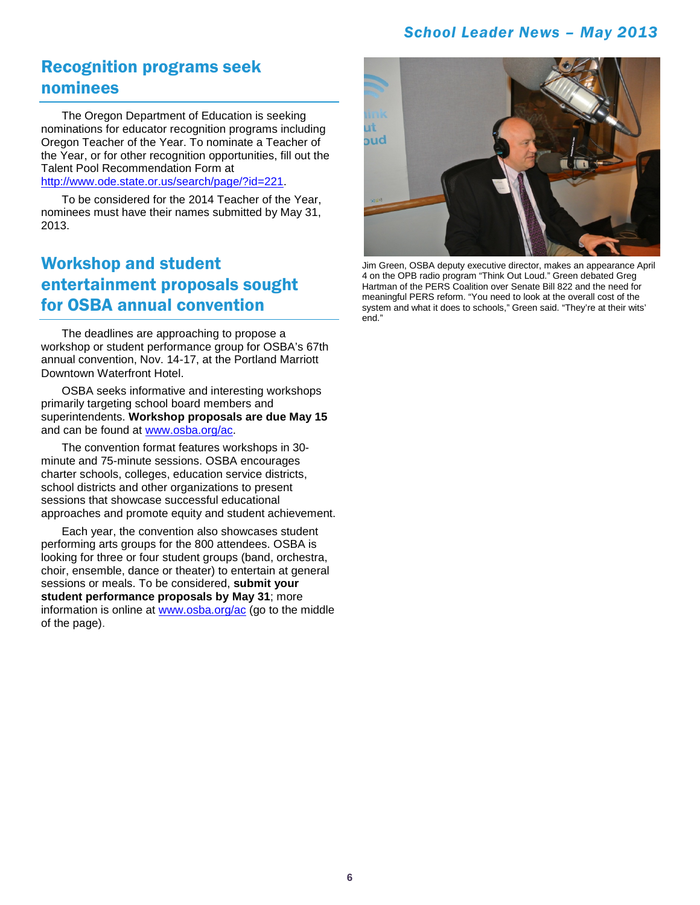## Recognition programs seek nominees

The Oregon Department of Education is seeking nominations for educator recognition programs including Oregon Teacher of the Year. To nominate a Teacher of the Year, or for other recognition opportunities, fill out the Talent Pool Recommendation Form at http://www.ode.state.or.us/search/page/?id=221.

To be considered for the 2014 Teacher of the Year, nominees must have their names submitted by May 31, 2013.

## Workshop and student entertainment proposals sought for OSBA annual convention

The deadlines are approaching to propose a workshop or student performance group for OSBA's 67th annual convention, Nov. 14-17, at the Portland Marriott Downtown Waterfront Hotel.

OSBA seeks informative and interesting workshops primarily targeting school board members and superintendents. **Workshop proposals are due May 15** and can be found at www.osba.org/ac.

The convention format features workshops in 30-minute and 75-minute sessions. OSBA encourages charter schools, colleges, education service districts, school districts and other organizations to present sessions that showcase successful educational approaches and promote equity and student achievement.

Each year, the convention also showcases student performing arts groups for the 800 attendees. OSBA is looking for three or four student groups (band, orchestra, choir, ensemble, dance or theater) to entertain at general sessions or meals. To be considered, **submit your student performance proposals by May 31**; more information is online at www.osba.org/ac (go to the middle of the page).

Jim Green, OSBA deputy executive director, makes an appearance April 4 on the OPB radio program "Think Out Loud." Green debated Greg Hartman of the PERS Coalition over Senate Bill 822 and the need for meaningful PERS reform. "You need to look at the overall cost of the system and what it does to schools," Green said. "They're at their wits' end."